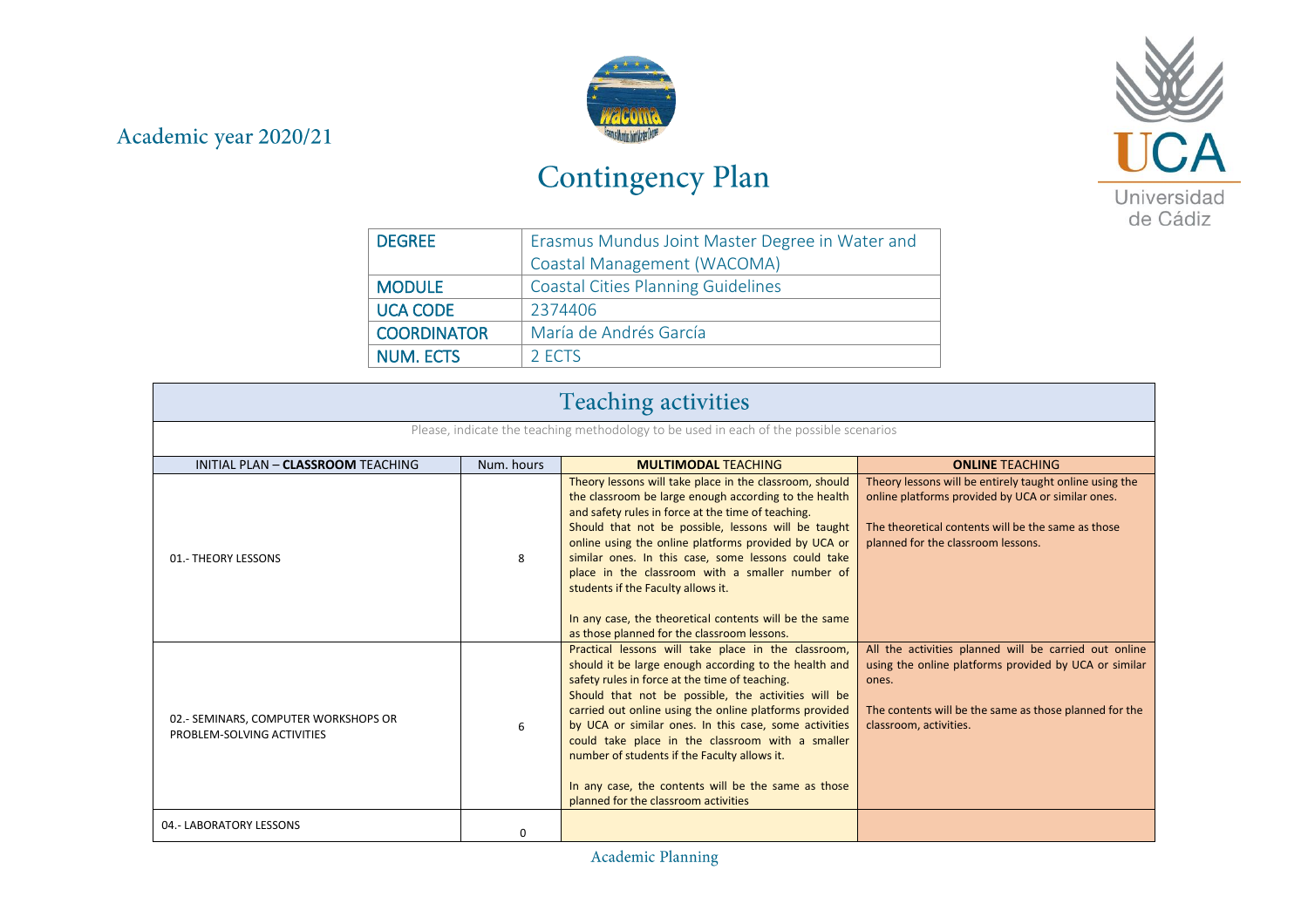Academic year 2020/21

# Contingency Plan

| DEGREE | Erasmus Mundus Joint Master Degree in Water and Coastal Management (WACOMA) |
|---|---|
| MODULE | Coastal Cities Planning Guidelines |
| UCA CODE | 2374406 |
| COORDINATOR | María de Andrés García |
| NUM. ECTS | 2 ECTS |

## Teaching activities

Please, indicate the teaching methodology to be used in each of the possible scenarios

| INITIAL PLAN – **CLASSROOM** TEACHING | Num. hours | **MULTIMODAL** TEACHING | **ONLINE** TEACHING |
|---|---|---|---|
| 01.- THEORY LESSONS | 8 | Theory lessons will take place in the classroom, should the classroom be large enough according to the health and safety rules in force at the time of teaching. Should that not be possible, lessons will be taught online using the online platforms provided by UCA or similar ones. In this case, some lessons could take place in the classroom with a smaller number of students if the Faculty allows it.<br><br>In any case, the theoretical contents will be the same as those planned for the classroom lessons. | Theory lessons will be entirely taught online using the online platforms provided by UCA or similar ones.<br><br>The theoretical contents will be the same as those planned for the classroom lessons. |
| 02.- SEMINARS, COMPUTER WORKSHOPS OR PROBLEM-SOLVING ACTIVITIES | 6 | Practical lessons will take place in the classroom, should it be large enough according to the health and safety rules in force at the time of teaching. Should that not be possible, the activities will be carried out online using the online platforms provided by UCA or similar ones. In this case, some activities could take place in the classroom with a smaller number of students if the Faculty allows it.<br><br>In any case, the contents will be the same as those planned for the classroom activities | All the activities planned will be carried out online using the online platforms provided by UCA or similar ones.<br><br>The contents will be the same as those planned for the classroom, activities. |
| 04.- LABORATORY LESSONS | 0 | | |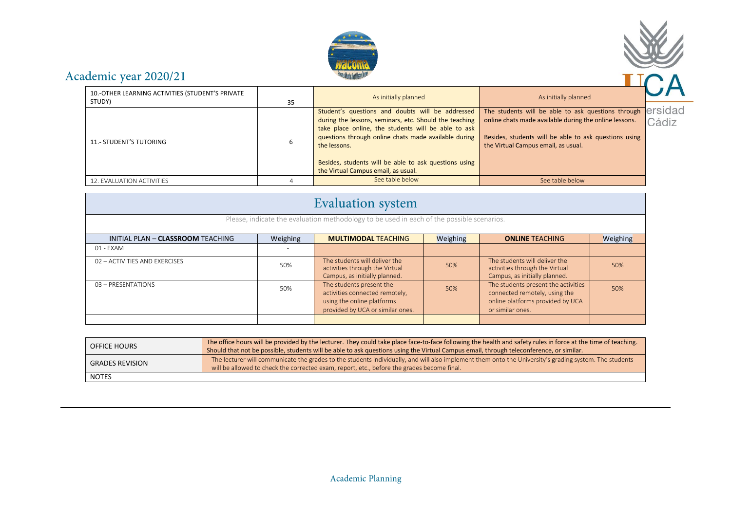Academic year 2020/21

| | | | |
|---|---|---|---|
| 10.-OTHER LEARNING ACTIVITIES (STUDENT'S PRIVATE STUDY) | 35 | As initially planned | As initially planned |
| 11.- STUDENT'S TUTORING | 6 | Student's questions and doubts will be addressed during the lessons, seminars, etc. Should the teaching take place online, the students will be able to ask questions through online chats made available during the lessons.<br><br>Besides, students will be able to ask questions using the Virtual Campus email, as usual. | The students will be able to ask questions through online chats made available during the online lessons.<br><br>Besides, students will be able to ask questions using the Virtual Campus email, as usual. |
| 12. EVALUATION ACTIVITIES | 4 | See table below | See table below |

## Evaluation system

Please, indicate the evaluation methodology to be used in each of the possible scenarios.

| INITIAL PLAN – **CLASSROOM** TEACHING | Weighing | **MULTIMODAL** TEACHING | Weighing | **ONLINE** TEACHING | Weighing |
|---|---|---|---|---|---|
| 01 - EXAM | - | | | | |
| 02 – ACTIVITIES AND EXERCISES | 50% | The students will deliver the activities through the Virtual Campus, as initially planned. | 50% | The students will deliver the activities through the Virtual Campus, as initially planned. | 50% |
| 03 – PRESENTATIONS | 50% | The students present the activities connected remotely, using the online platforms provided by UCA or similar ones. | 50% | The students present the activities connected remotely, using the online platforms provided by UCA or similar ones. | 50% |
| | | | | | |

| | |
|---|---|
| OFFICE HOURS | The office hours will be provided by the lecturer. They could take place face-to-face following the health and safety rules in force at the time of teaching. Should that not be possible, students will be able to ask questions using the Virtual Campus email, through teleconference, or similar. |
| GRADES REVISION | The lecturer will communicate the grades to the students individually, and will also implement them onto the University's grading system. The students will be allowed to check the corrected exam, report, etc., before the grades become final. |
| NOTES | |